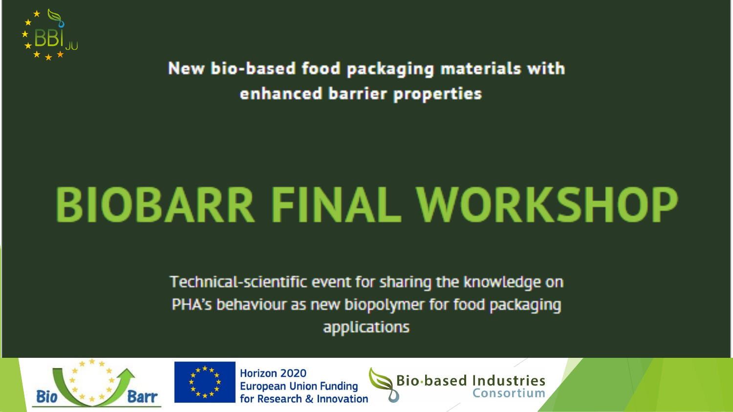New bio-based food packaging materials with enhanced barrier properties

# BIOBARR FINAL WORKSHOP

Technical-scientific event for sharing the knowledge on PHA's behaviour as new biopolymer for food packaging applications

Horizon 2020
European Union Funding
for Research & Innovation

Bio·based Industries Consortium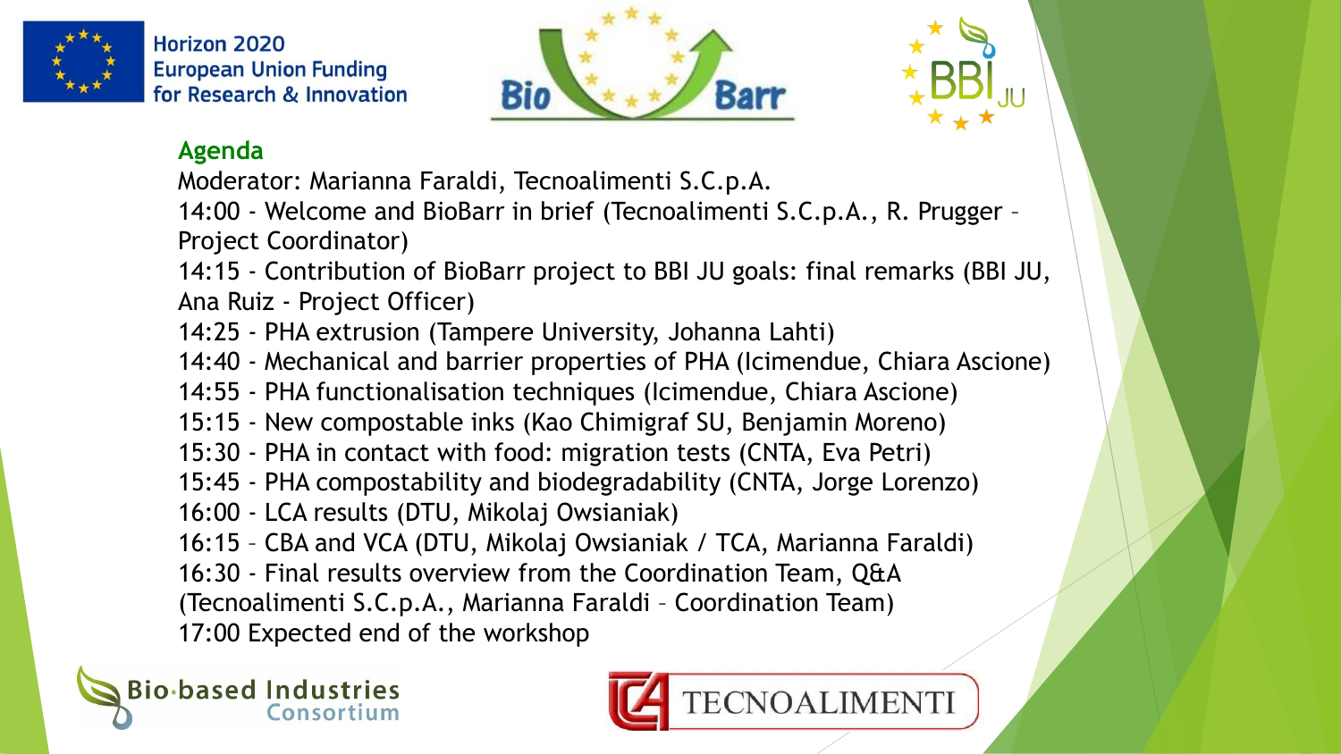Horizon 2020
European Union Funding
for Research & Innovation

## Agenda

Moderator: Marianna Faraldi, Tecnoalimenti S.C.p.A.

14:00 - Welcome and BioBarr in brief (Tecnoalimenti S.C.p.A., R. Prugger – Project Coordinator)

14:15 - Contribution of BioBarr project to BBI JU goals: final remarks (BBI JU, Ana Ruiz - Project Officer)

14:25 - PHA extrusion (Tampere University, Johanna Lahti)

14:40 - Mechanical and barrier properties of PHA (Icimendue, Chiara Ascione)

14:55 - PHA functionalisation techniques (Icimendue, Chiara Ascione)

15:15 - New compostable inks (Kao Chimigraf SU, Benjamin Moreno)

15:30 - PHA in contact with food: migration tests (CNTA, Eva Petri)

15:45 - PHA compostability and biodegradability (CNTA, Jorge Lorenzo)

16:00 - LCA results (DTU, Mikolaj Owsianiak)

16:15 – CBA and VCA (DTU, Mikolaj Owsianiak / TCA, Marianna Faraldi)

16:30 - Final results overview from the Coordination Team, Q&A (Tecnoalimenti S.C.p.A., Marianna Faraldi – Coordination Team)

17:00 Expected end of the workshop

Bio-based Industries Consortium

TECNOALIMENTI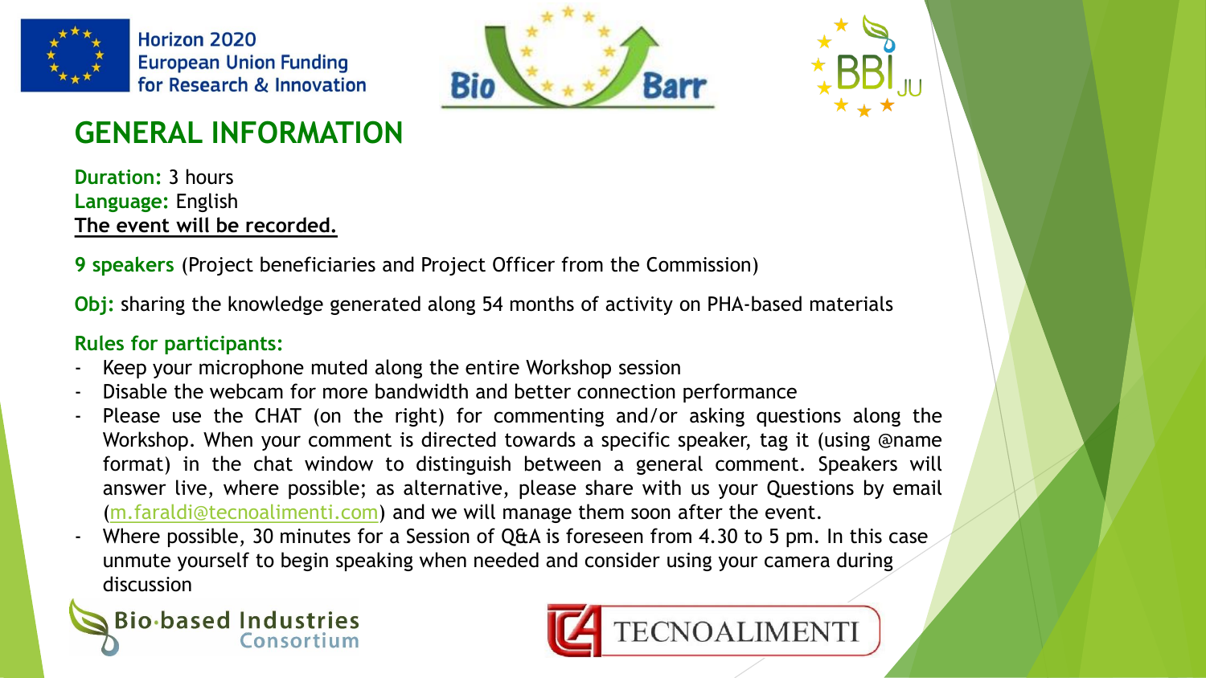Horizon 2020
European Union Funding
for Research & Innovation

## GENERAL INFORMATION

**Duration:** 3 hours
**Language:** English
**The event will be recorded.**

**9 speakers** (Project beneficiaries and Project Officer from the Commission)

**Obj:** sharing the knowledge generated along 54 months of activity on PHA-based materials

**Rules for participants:**

- Keep your microphone muted along the entire Workshop session
- Disable the webcam for more bandwidth and better connection performance
- Please use the CHAT (on the right) for commenting and/or asking questions along the Workshop. When your comment is directed towards a specific speaker, tag it (using @name format) in the chat window to distinguish between a general comment. Speakers will answer live, where possible; as alternative, please share with us your Questions by email (m.faraldi@tecnoalimenti.com) and we will manage them soon after the event.
- Where possible, 30 minutes for a Session of Q&A is foreseen from 4.30 to 5 pm. In this case unmute yourself to begin speaking when needed and consider using your camera during discussion

Bio-based Industries Consortium

TECNOALIMENTI